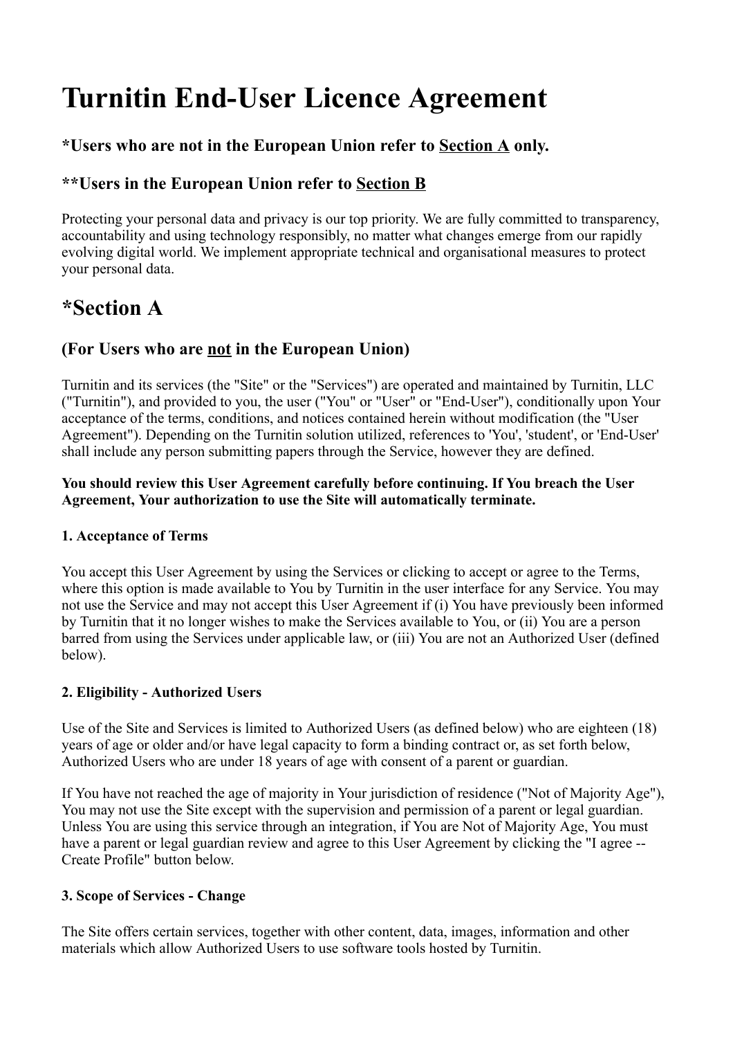# Turnitin End-User Licence Agreement

### *Users who are not in the European Union refer to Section A only.

### **Users in the European Union refer to Section B

Protecting your personal data and privacy is our top priority. We are fully committed to transparency, accountability and using technology responsibly, no matter what changes emerge from our rapidly evolving digital world. We implement appropriate technical and organisational measures to protect your personal data.

## *Section A

### (For Users who are not in the European Union)

Turnitin and its services (the "Site" or the "Services") are operated and maintained by Turnitin, LLC ("Turnitin"), and provided to you, the user ("You" or "User" or "End-User"), conditionally upon Your acceptance of the terms, conditions, and notices contained herein without modification (the "User Agreement"). Depending on the Turnitin solution utilized, references to 'You', 'student', or 'End-User' shall include any person submitting papers through the Service, however they are defined.

**You should review this User Agreement carefully before continuing. If You breach the User Agreement, Your authorization to use the Site will automatically terminate.**

#### 1. Acceptance of Terms

You accept this User Agreement by using the Services or clicking to accept or agree to the Terms, where this option is made available to You by Turnitin in the user interface for any Service. You may not use the Service and may not accept this User Agreement if (i) You have previously been informed by Turnitin that it no longer wishes to make the Services available to You, or (ii) You are a person barred from using the Services under applicable law, or (iii) You are not an Authorized User (defined below).

#### 2. Eligibility - Authorized Users

Use of the Site and Services is limited to Authorized Users (as defined below) who are eighteen (18) years of age or older and/or have legal capacity to form a binding contract or, as set forth below, Authorized Users who are under 18 years of age with consent of a parent or guardian.

If You have not reached the age of majority in Your jurisdiction of residence ("Not of Majority Age"), You may not use the Site except with the supervision and permission of a parent or legal guardian. Unless You are using this service through an integration, if You are Not of Majority Age, You must have a parent or legal guardian review and agree to this User Agreement by clicking the "I agree -- Create Profile" button below.

#### 3. Scope of Services - Change

The Site offers certain services, together with other content, data, images, information and other materials which allow Authorized Users to use software tools hosted by Turnitin.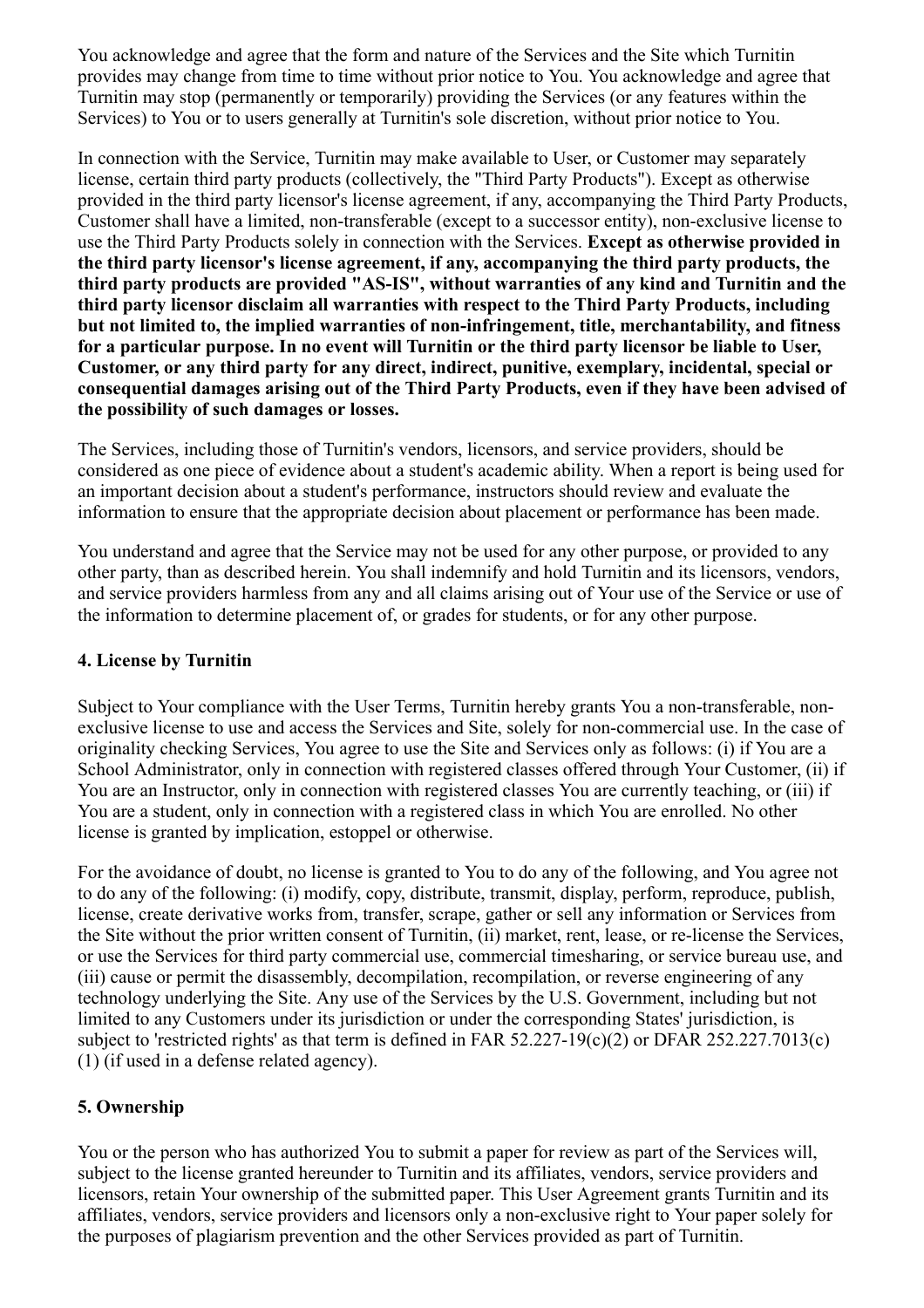You acknowledge and agree that the form and nature of the Services and the Site which Turnitin provides may change from time to time without prior notice to You. You acknowledge and agree that Turnitin may stop (permanently or temporarily) providing the Services (or any features within the Services) to You or to users generally at Turnitin's sole discretion, without prior notice to You.

In connection with the Service, Turnitin may make available to User, or Customer may separately license, certain third party products (collectively, the "Third Party Products"). Except as otherwise provided in the third party licensor's license agreement, if any, accompanying the Third Party Products, Customer shall have a limited, non-transferable (except to a successor entity), non-exclusive license to use the Third Party Products solely in connection with the Services. **Except as otherwise provided in the third party licensor's license agreement, if any, accompanying the third party products, the third party products are provided "AS-IS", without warranties of any kind and Turnitin and the third party licensor disclaim all warranties with respect to the Third Party Products, including but not limited to, the implied warranties of non-infringement, title, merchantability, and fitness for a particular purpose. In no event will Turnitin or the third party licensor be liable to User, Customer, or any third party for any direct, indirect, punitive, exemplary, incidental, special or consequential damages arising out of the Third Party Products, even if they have been advised of the possibility of such damages or losses.**

The Services, including those of Turnitin's vendors, licensors, and service providers, should be considered as one piece of evidence about a student's academic ability. When a report is being used for an important decision about a student's performance, instructors should review and evaluate the information to ensure that the appropriate decision about placement or performance has been made.

You understand and agree that the Service may not be used for any other purpose, or provided to any other party, than as described herein. You shall indemnify and hold Turnitin and its licensors, vendors, and service providers harmless from any and all claims arising out of Your use of the Service or use of the information to determine placement of, or grades for students, or for any other purpose.

### 4. License by Turnitin

Subject to Your compliance with the User Terms, Turnitin hereby grants You a non-transferable, non-exclusive license to use and access the Services and Site, solely for non-commercial use. In the case of originality checking Services, You agree to use the Site and Services only as follows: (i) if You are a School Administrator, only in connection with registered classes offered through Your Customer, (ii) if You are an Instructor, only in connection with registered classes You are currently teaching, or (iii) if You are a student, only in connection with a registered class in which You are enrolled. No other license is granted by implication, estoppel or otherwise.

For the avoidance of doubt, no license is granted to You to do any of the following, and You agree not to do any of the following: (i) modify, copy, distribute, transmit, display, perform, reproduce, publish, license, create derivative works from, transfer, scrape, gather or sell any information or Services from the Site without the prior written consent of Turnitin, (ii) market, rent, lease, or re-license the Services, or use the Services for third party commercial use, commercial timesharing, or service bureau use, and (iii) cause or permit the disassembly, decompilation, recompilation, or reverse engineering of any technology underlying the Site. Any use of the Services by the U.S. Government, including but not limited to any Customers under its jurisdiction or under the corresponding States' jurisdiction, is subject to 'restricted rights' as that term is defined in FAR 52.227-19(c)(2) or DFAR 252.227.7013(c)(1) (if used in a defense related agency).

### 5. Ownership

You or the person who has authorized You to submit a paper for review as part of the Services will, subject to the license granted hereunder to Turnitin and its affiliates, vendors, service providers and licensors, retain Your ownership of the submitted paper. This User Agreement grants Turnitin and its affiliates, vendors, service providers and licensors only a non-exclusive right to Your paper solely for the purposes of plagiarism prevention and the other Services provided as part of Turnitin.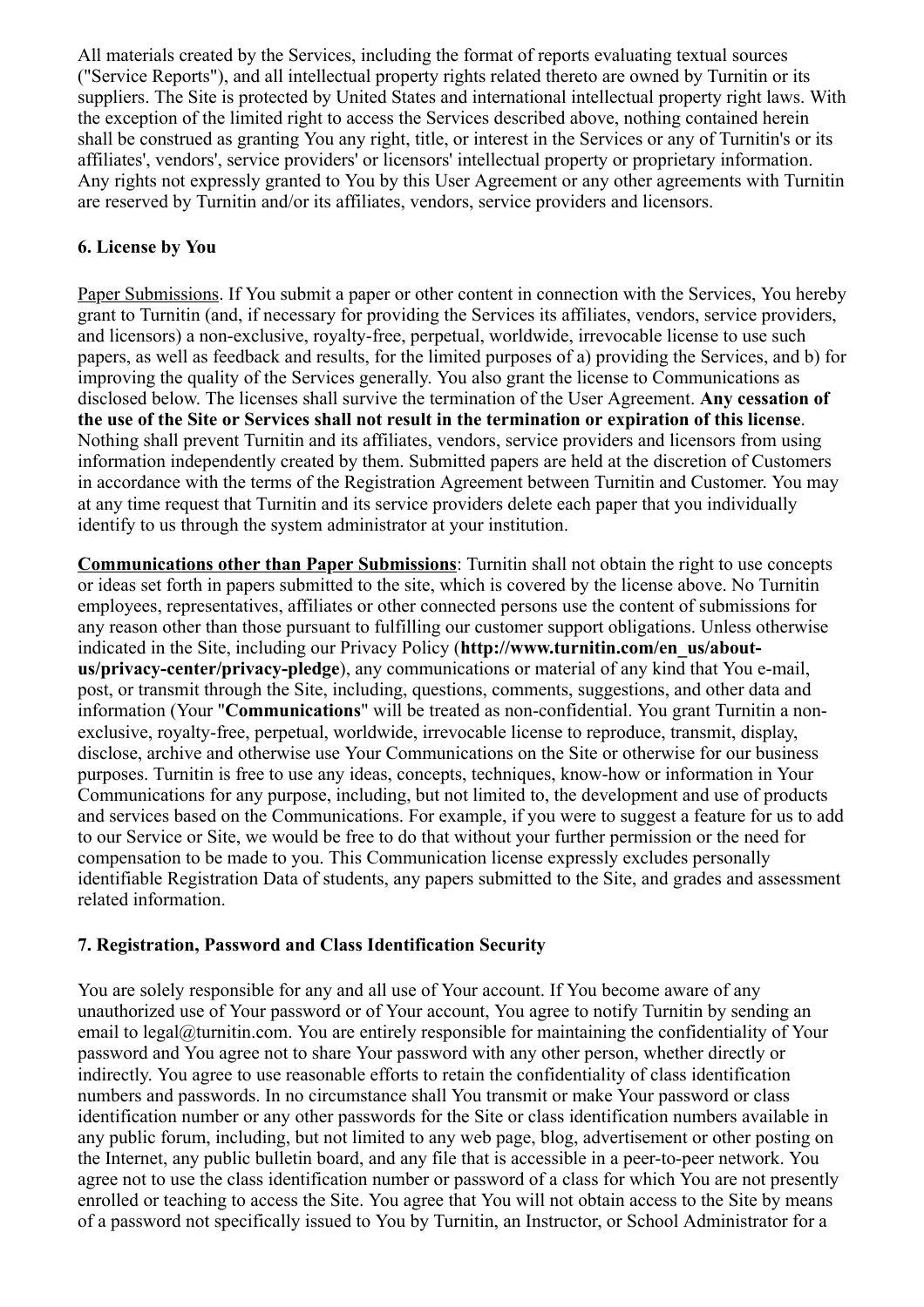All materials created by the Services, including the format of reports evaluating textual sources ("Service Reports"), and all intellectual property rights related thereto are owned by Turnitin or its suppliers. The Site is protected by United States and international intellectual property right laws. With the exception of the limited right to access the Services described above, nothing contained herein shall be construed as granting You any right, title, or interest in the Services or any of Turnitin's or its affiliates', vendors', service providers' or licensors' intellectual property or proprietary information. Any rights not expressly granted to You by this User Agreement or any other agreements with Turnitin are reserved by Turnitin and/or its affiliates, vendors, service providers and licensors.

### 6. License by You

Paper Submissions. If You submit a paper or other content in connection with the Services, You hereby grant to Turnitin (and, if necessary for providing the Services its affiliates, vendors, service providers, and licensors) a non-exclusive, royalty-free, perpetual, worldwide, irrevocable license to use such papers, as well as feedback and results, for the limited purposes of a) providing the Services, and b) for improving the quality of the Services generally. You also grant the license to Communications as disclosed below. The licenses shall survive the termination of the User Agreement. **Any cessation of the use of the Site or Services shall not result in the termination or expiration of this license**. Nothing shall prevent Turnitin and its affiliates, vendors, service providers and licensors from using information independently created by them. Submitted papers are held at the discretion of Customers in accordance with the terms of the Registration Agreement between Turnitin and Customer. You may at any time request that Turnitin and its service providers delete each paper that you individually identify to us through the system administrator at your institution.

**Communications other than Paper Submissions**: Turnitin shall not obtain the right to use concepts or ideas set forth in papers submitted to the site, which is covered by the license above. No Turnitin employees, representatives, affiliates or other connected persons use the content of submissions for any reason other than those pursuant to fulfilling our customer support obligations. Unless otherwise indicated in the Site, including our Privacy Policy (**http://www.turnitin.com/en_us/about-us/privacy-center/privacy-pledge**), any communications or material of any kind that You e-mail, post, or transmit through the Site, including, questions, comments, suggestions, and other data and information (Your "**Communications**" will be treated as non-confidential. You grant Turnitin a non-exclusive, royalty-free, perpetual, worldwide, irrevocable license to reproduce, transmit, display, disclose, archive and otherwise use Your Communications on the Site or otherwise for our business purposes. Turnitin is free to use any ideas, concepts, techniques, know-how or information in Your Communications for any purpose, including, but not limited to, the development and use of products and services based on the Communications. For example, if you were to suggest a feature for us to add to our Service or Site, we would be free to do that without your further permission or the need for compensation to be made to you. This Communication license expressly excludes personally identifiable Registration Data of students, any papers submitted to the Site, and grades and assessment related information.

### 7. Registration, Password and Class Identification Security

You are solely responsible for any and all use of Your account. If You become aware of any unauthorized use of Your password or of Your account, You agree to notify Turnitin by sending an email to legal@turnitin.com. You are entirely responsible for maintaining the confidentiality of Your password and You agree not to share Your password with any other person, whether directly or indirectly. You agree to use reasonable efforts to retain the confidentiality of class identification numbers and passwords. In no circumstance shall You transmit or make Your password or class identification number or any other passwords for the Site or class identification numbers available in any public forum, including, but not limited to any web page, blog, advertisement or other posting on the Internet, any public bulletin board, and any file that is accessible in a peer-to-peer network. You agree not to use the class identification number or password of a class for which You are not presently enrolled or teaching to access the Site. You agree that You will not obtain access to the Site by means of a password not specifically issued to You by Turnitin, an Instructor, or School Administrator for a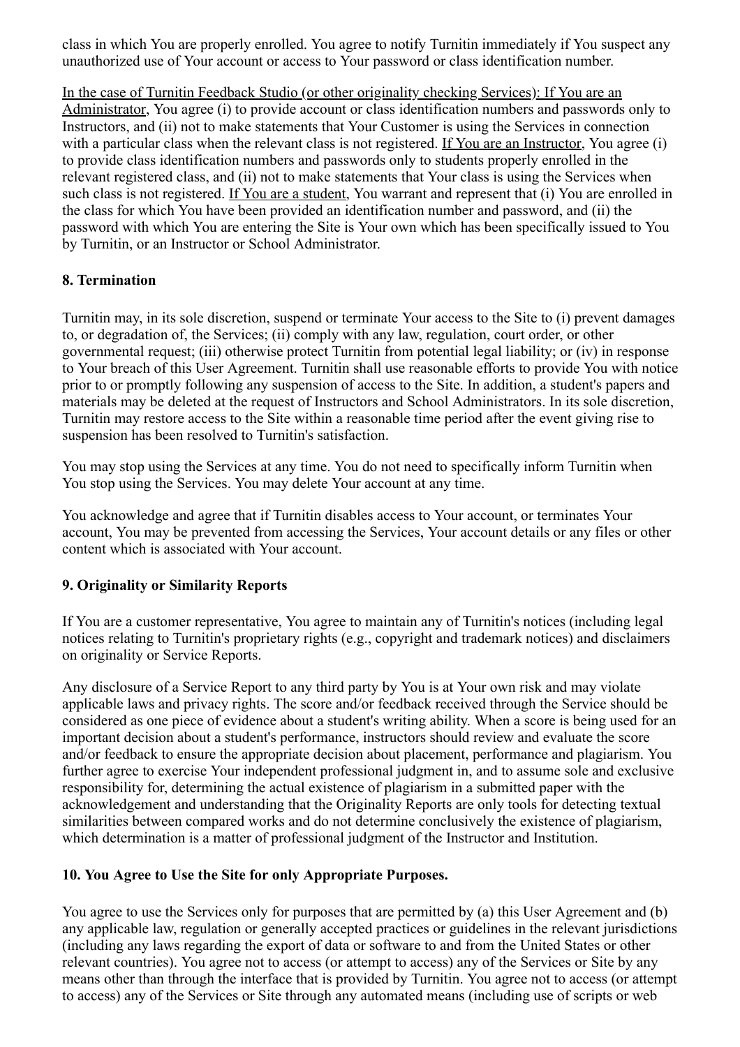class in which You are properly enrolled. You agree to notify Turnitin immediately if You suspect any unauthorized use of Your account or access to Your password or class identification number.

In the case of Turnitin Feedback Studio (or other originality checking Services): If You are an Administrator, You agree (i) to provide account or class identification numbers and passwords only to Instructors, and (ii) not to make statements that Your Customer is using the Services in connection with a particular class when the relevant class is not registered. If You are an Instructor, You agree (i) to provide class identification numbers and passwords only to students properly enrolled in the relevant registered class, and (ii) not to make statements that Your class is using the Services when such class is not registered. If You are a student, You warrant and represent that (i) You are enrolled in the class for which You have been provided an identification number and password, and (ii) the password with which You are entering the Site is Your own which has been specifically issued to You by Turnitin, or an Instructor or School Administrator.

### 8. Termination

Turnitin may, in its sole discretion, suspend or terminate Your access to the Site to (i) prevent damages to, or degradation of, the Services; (ii) comply with any law, regulation, court order, or other governmental request; (iii) otherwise protect Turnitin from potential legal liability; or (iv) in response to Your breach of this User Agreement. Turnitin shall use reasonable efforts to provide You with notice prior to or promptly following any suspension of access to the Site. In addition, a student's papers and materials may be deleted at the request of Instructors and School Administrators. In its sole discretion, Turnitin may restore access to the Site within a reasonable time period after the event giving rise to suspension has been resolved to Turnitin's satisfaction.

You may stop using the Services at any time. You do not need to specifically inform Turnitin when You stop using the Services. You may delete Your account at any time.

You acknowledge and agree that if Turnitin disables access to Your account, or terminates Your account, You may be prevented from accessing the Services, Your account details or any files or other content which is associated with Your account.

### 9. Originality or Similarity Reports

If You are a customer representative, You agree to maintain any of Turnitin's notices (including legal notices relating to Turnitin's proprietary rights (e.g., copyright and trademark notices) and disclaimers on originality or Service Reports.

Any disclosure of a Service Report to any third party by You is at Your own risk and may violate applicable laws and privacy rights. The score and/or feedback received through the Service should be considered as one piece of evidence about a student's writing ability. When a score is being used for an important decision about a student's performance, instructors should review and evaluate the score and/or feedback to ensure the appropriate decision about placement, performance and plagiarism. You further agree to exercise Your independent professional judgment in, and to assume sole and exclusive responsibility for, determining the actual existence of plagiarism in a submitted paper with the acknowledgement and understanding that the Originality Reports are only tools for detecting textual similarities between compared works and do not determine conclusively the existence of plagiarism, which determination is a matter of professional judgment of the Instructor and Institution.

### 10. You Agree to Use the Site for only Appropriate Purposes.

You agree to use the Services only for purposes that are permitted by (a) this User Agreement and (b) any applicable law, regulation or generally accepted practices or guidelines in the relevant jurisdictions (including any laws regarding the export of data or software to and from the United States or other relevant countries). You agree not to access (or attempt to access) any of the Services or Site by any means other than through the interface that is provided by Turnitin. You agree not to access (or attempt to access) any of the Services or Site through any automated means (including use of scripts or web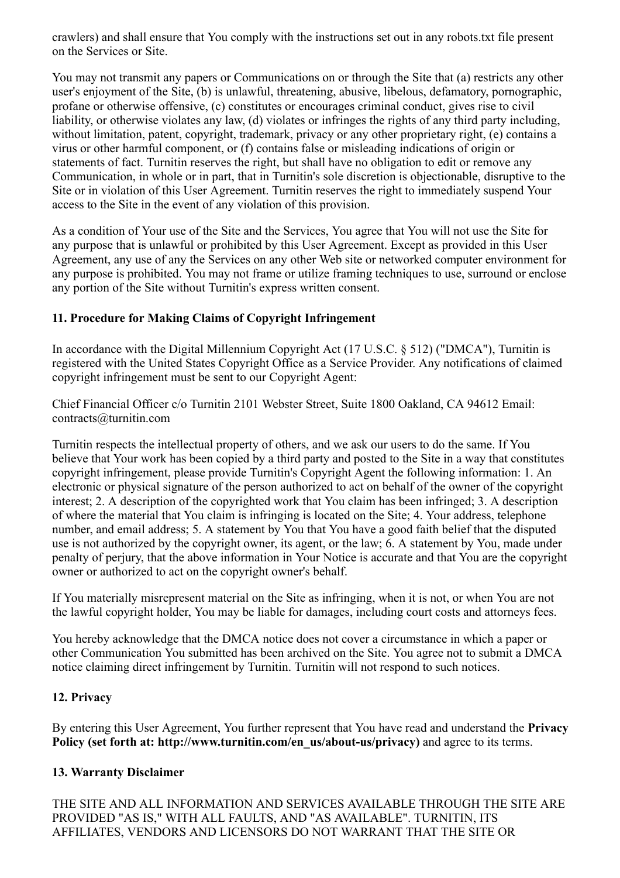crawlers) and shall ensure that You comply with the instructions set out in any robots.txt file present on the Services or Site.

You may not transmit any papers or Communications on or through the Site that (a) restricts any other user's enjoyment of the Site, (b) is unlawful, threatening, abusive, libelous, defamatory, pornographic, profane or otherwise offensive, (c) constitutes or encourages criminal conduct, gives rise to civil liability, or otherwise violates any law, (d) violates or infringes the rights of any third party including, without limitation, patent, copyright, trademark, privacy or any other proprietary right, (e) contains a virus or other harmful component, or (f) contains false or misleading indications of origin or statements of fact. Turnitin reserves the right, but shall have no obligation to edit or remove any Communication, in whole or in part, that in Turnitin's sole discretion is objectionable, disruptive to the Site or in violation of this User Agreement. Turnitin reserves the right to immediately suspend Your access to the Site in the event of any violation of this provision.

As a condition of Your use of the Site and the Services, You agree that You will not use the Site for any purpose that is unlawful or prohibited by this User Agreement. Except as provided in this User Agreement, any use of any the Services on any other Web site or networked computer environment for any purpose is prohibited. You may not frame or utilize framing techniques to use, surround or enclose any portion of the Site without Turnitin's express written consent.

### 11. Procedure for Making Claims of Copyright Infringement

In accordance with the Digital Millennium Copyright Act (17 U.S.C. § 512) ("DMCA"), Turnitin is registered with the United States Copyright Office as a Service Provider. Any notifications of claimed copyright infringement must be sent to our Copyright Agent:

Chief Financial Officer c/o Turnitin 2101 Webster Street, Suite 1800 Oakland, CA 94612 Email: contracts@turnitin.com

Turnitin respects the intellectual property of others, and we ask our users to do the same. If You believe that Your work has been copied by a third party and posted to the Site in a way that constitutes copyright infringement, please provide Turnitin's Copyright Agent the following information: 1. An electronic or physical signature of the person authorized to act on behalf of the owner of the copyright interest; 2. A description of the copyrighted work that You claim has been infringed; 3. A description of where the material that You claim is infringing is located on the Site; 4. Your address, telephone number, and email address; 5. A statement by You that You have a good faith belief that the disputed use is not authorized by the copyright owner, its agent, or the law; 6. A statement by You, made under penalty of perjury, that the above information in Your Notice is accurate and that You are the copyright owner or authorized to act on the copyright owner's behalf.

If You materially misrepresent material on the Site as infringing, when it is not, or when You are not the lawful copyright holder, You may be liable for damages, including court costs and attorneys fees.

You hereby acknowledge that the DMCA notice does not cover a circumstance in which a paper or other Communication You submitted has been archived on the Site. You agree not to submit a DMCA notice claiming direct infringement by Turnitin. Turnitin will not respond to such notices.

### 12. Privacy

By entering this User Agreement, You further represent that You have read and understand the **Privacy Policy (set forth at: http://www.turnitin.com/en_us/about-us/privacy)** and agree to its terms.

### 13. Warranty Disclaimer

THE SITE AND ALL INFORMATION AND SERVICES AVAILABLE THROUGH THE SITE ARE PROVIDED "AS IS," WITH ALL FAULTS, AND "AS AVAILABLE". TURNITIN, ITS AFFILIATES, VENDORS AND LICENSORS DO NOT WARRANT THAT THE SITE OR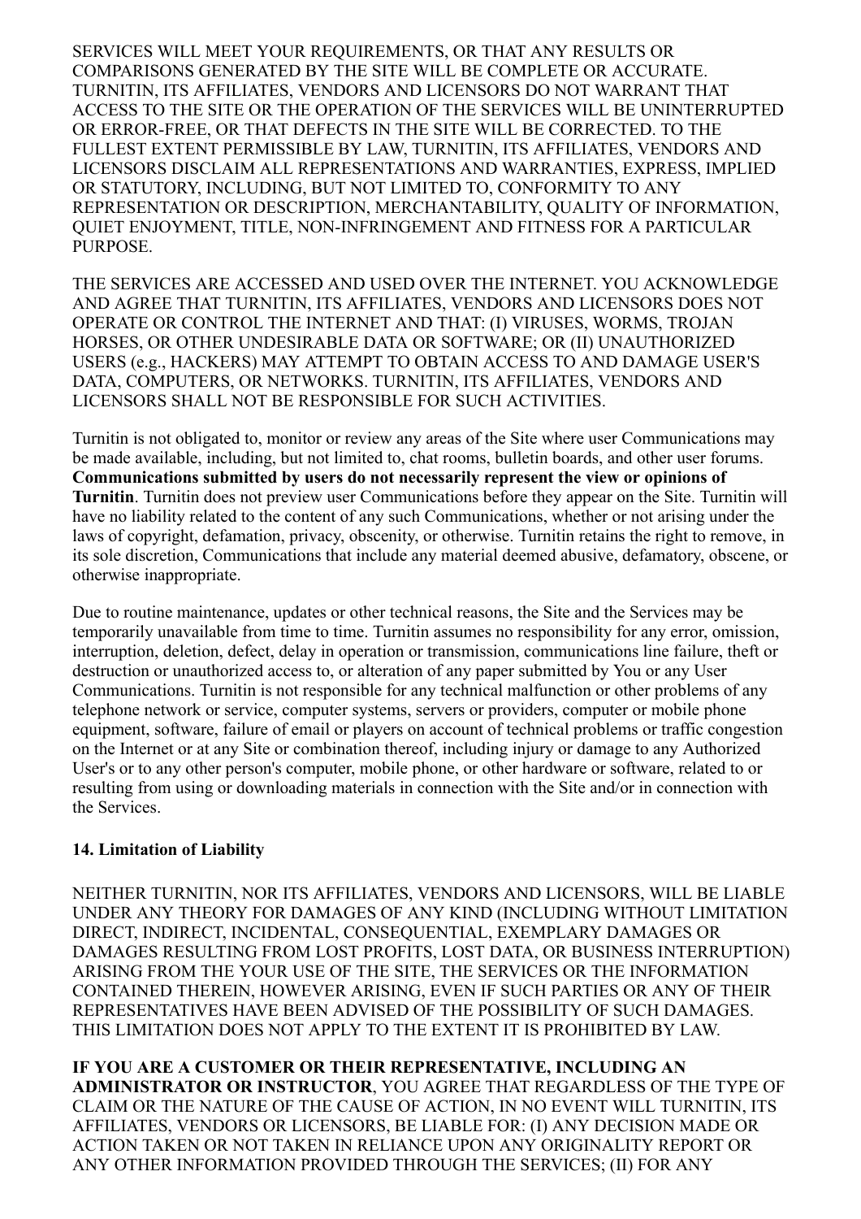SERVICES WILL MEET YOUR REQUIREMENTS, OR THAT ANY RESULTS OR COMPARISONS GENERATED BY THE SITE WILL BE COMPLETE OR ACCURATE. TURNITIN, ITS AFFILIATES, VENDORS AND LICENSORS DO NOT WARRANT THAT ACCESS TO THE SITE OR THE OPERATION OF THE SERVICES WILL BE UNINTERRUPTED OR ERROR-FREE, OR THAT DEFECTS IN THE SITE WILL BE CORRECTED. TO THE FULLEST EXTENT PERMISSIBLE BY LAW, TURNITIN, ITS AFFILIATES, VENDORS AND LICENSORS DISCLAIM ALL REPRESENTATIONS AND WARRANTIES, EXPRESS, IMPLIED OR STATUTORY, INCLUDING, BUT NOT LIMITED TO, CONFORMITY TO ANY REPRESENTATION OR DESCRIPTION, MERCHANTABILITY, QUALITY OF INFORMATION, QUIET ENJOYMENT, TITLE, NON-INFRINGEMENT AND FITNESS FOR A PARTICULAR PURPOSE.

THE SERVICES ARE ACCESSED AND USED OVER THE INTERNET. YOU ACKNOWLEDGE AND AGREE THAT TURNITIN, ITS AFFILIATES, VENDORS AND LICENSORS DOES NOT OPERATE OR CONTROL THE INTERNET AND THAT: (I) VIRUSES, WORMS, TROJAN HORSES, OR OTHER UNDESIRABLE DATA OR SOFTWARE; OR (II) UNAUTHORIZED USERS (e.g., HACKERS) MAY ATTEMPT TO OBTAIN ACCESS TO AND DAMAGE USER'S DATA, COMPUTERS, OR NETWORKS. TURNITIN, ITS AFFILIATES, VENDORS AND LICENSORS SHALL NOT BE RESPONSIBLE FOR SUCH ACTIVITIES.

Turnitin is not obligated to, monitor or review any areas of the Site where user Communications may be made available, including, but not limited to, chat rooms, bulletin boards, and other user forums. **Communications submitted by users do not necessarily represent the view or opinions of Turnitin**. Turnitin does not preview user Communications before they appear on the Site. Turnitin will have no liability related to the content of any such Communications, whether or not arising under the laws of copyright, defamation, privacy, obscenity, or otherwise. Turnitin retains the right to remove, in its sole discretion, Communications that include any material deemed abusive, defamatory, obscene, or otherwise inappropriate.

Due to routine maintenance, updates or other technical reasons, the Site and the Services may be temporarily unavailable from time to time. Turnitin assumes no responsibility for any error, omission, interruption, deletion, defect, delay in operation or transmission, communications line failure, theft or destruction or unauthorized access to, or alteration of any paper submitted by You or any User Communications. Turnitin is not responsible for any technical malfunction or other problems of any telephone network or service, computer systems, servers or providers, computer or mobile phone equipment, software, failure of email or players on account of technical problems or traffic congestion on the Internet or at any Site or combination thereof, including injury or damage to any Authorized User's or to any other person's computer, mobile phone, or other hardware or software, related to or resulting from using or downloading materials in connection with the Site and/or in connection with the Services.

**14. Limitation of Liability**

NEITHER TURNITIN, NOR ITS AFFILIATES, VENDORS AND LICENSORS, WILL BE LIABLE UNDER ANY THEORY FOR DAMAGES OF ANY KIND (INCLUDING WITHOUT LIMITATION DIRECT, INDIRECT, INCIDENTAL, CONSEQUENTIAL, EXEMPLARY DAMAGES OR DAMAGES RESULTING FROM LOST PROFITS, LOST DATA, OR BUSINESS INTERRUPTION) ARISING FROM THE YOUR USE OF THE SITE, THE SERVICES OR THE INFORMATION CONTAINED THEREIN, HOWEVER ARISING, EVEN IF SUCH PARTIES OR ANY OF THEIR REPRESENTATIVES HAVE BEEN ADVISED OF THE POSSIBILITY OF SUCH DAMAGES. THIS LIMITATION DOES NOT APPLY TO THE EXTENT IT IS PROHIBITED BY LAW.

**IF YOU ARE A CUSTOMER OR THEIR REPRESENTATIVE, INCLUDING AN ADMINISTRATOR OR INSTRUCTOR**, YOU AGREE THAT REGARDLESS OF THE TYPE OF CLAIM OR THE NATURE OF THE CAUSE OF ACTION, IN NO EVENT WILL TURNITIN, ITS AFFILIATES, VENDORS OR LICENSORS, BE LIABLE FOR: (I) ANY DECISION MADE OR ACTION TAKEN OR NOT TAKEN IN RELIANCE UPON ANY ORIGINALITY REPORT OR ANY OTHER INFORMATION PROVIDED THROUGH THE SERVICES; (II) FOR ANY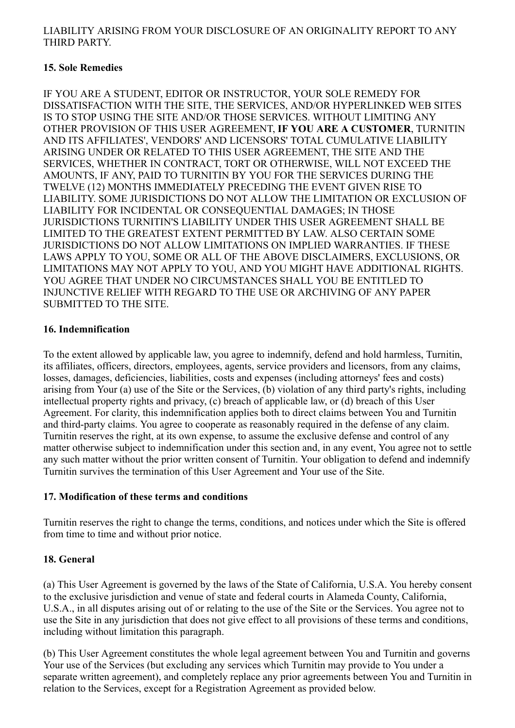LIABILITY ARISING FROM YOUR DISCLOSURE OF AN ORIGINALITY REPORT TO ANY THIRD PARTY.

**15. Sole Remedies**

IF YOU ARE A STUDENT, EDITOR OR INSTRUCTOR, YOUR SOLE REMEDY FOR DISSATISFACTION WITH THE SITE, THE SERVICES, AND/OR HYPERLINKED WEB SITES IS TO STOP USING THE SITE AND/OR THOSE SERVICES. WITHOUT LIMITING ANY OTHER PROVISION OF THIS USER AGREEMENT, **IF YOU ARE A CUSTOMER**, TURNITIN AND ITS AFFILIATES', VENDORS' AND LICENSORS' TOTAL CUMULATIVE LIABILITY ARISING UNDER OR RELATED TO THIS USER AGREEMENT, THE SITE AND THE SERVICES, WHETHER IN CONTRACT, TORT OR OTHERWISE, WILL NOT EXCEED THE AMOUNTS, IF ANY, PAID TO TURNITIN BY YOU FOR THE SERVICES DURING THE TWELVE (12) MONTHS IMMEDIATELY PRECEDING THE EVENT GIVEN RISE TO LIABILITY. SOME JURISDICTIONS DO NOT ALLOW THE LIMITATION OR EXCLUSION OF LIABILITY FOR INCIDENTAL OR CONSEQUENTIAL DAMAGES; IN THOSE JURISDICTIONS TURNITIN'S LIABILITY UNDER THIS USER AGREEMENT SHALL BE LIMITED TO THE GREATEST EXTENT PERMITTED BY LAW. ALSO CERTAIN SOME JURISDICTIONS DO NOT ALLOW LIMITATIONS ON IMPLIED WARRANTIES. IF THESE LAWS APPLY TO YOU, SOME OR ALL OF THE ABOVE DISCLAIMERS, EXCLUSIONS, OR LIMITATIONS MAY NOT APPLY TO YOU, AND YOU MIGHT HAVE ADDITIONAL RIGHTS. YOU AGREE THAT UNDER NO CIRCUMSTANCES SHALL YOU BE ENTITLED TO INJUNCTIVE RELIEF WITH REGARD TO THE USE OR ARCHIVING OF ANY PAPER SUBMITTED TO THE SITE.

**16. Indemnification**

To the extent allowed by applicable law, you agree to indemnify, defend and hold harmless, Turnitin, its affiliates, officers, directors, employees, agents, service providers and licensors, from any claims, losses, damages, deficiencies, liabilities, costs and expenses (including attorneys' fees and costs) arising from Your (a) use of the Site or the Services, (b) violation of any third party's rights, including intellectual property rights and privacy, (c) breach of applicable law, or (d) breach of this User Agreement. For clarity, this indemnification applies both to direct claims between You and Turnitin and third-party claims. You agree to cooperate as reasonably required in the defense of any claim. Turnitin reserves the right, at its own expense, to assume the exclusive defense and control of any matter otherwise subject to indemnification under this section and, in any event, You agree not to settle any such matter without the prior written consent of Turnitin. Your obligation to defend and indemnify Turnitin survives the termination of this User Agreement and Your use of the Site.

**17. Modification of these terms and conditions**

Turnitin reserves the right to change the terms, conditions, and notices under which the Site is offered from time to time and without prior notice.

**18. General**

(a) This User Agreement is governed by the laws of the State of California, U.S.A. You hereby consent to the exclusive jurisdiction and venue of state and federal courts in Alameda County, California, U.S.A., in all disputes arising out of or relating to the use of the Site or the Services. You agree not to use the Site in any jurisdiction that does not give effect to all provisions of these terms and conditions, including without limitation this paragraph.

(b) This User Agreement constitutes the whole legal agreement between You and Turnitin and governs Your use of the Services (but excluding any services which Turnitin may provide to You under a separate written agreement), and completely replace any prior agreements between You and Turnitin in relation to the Services, except for a Registration Agreement as provided below.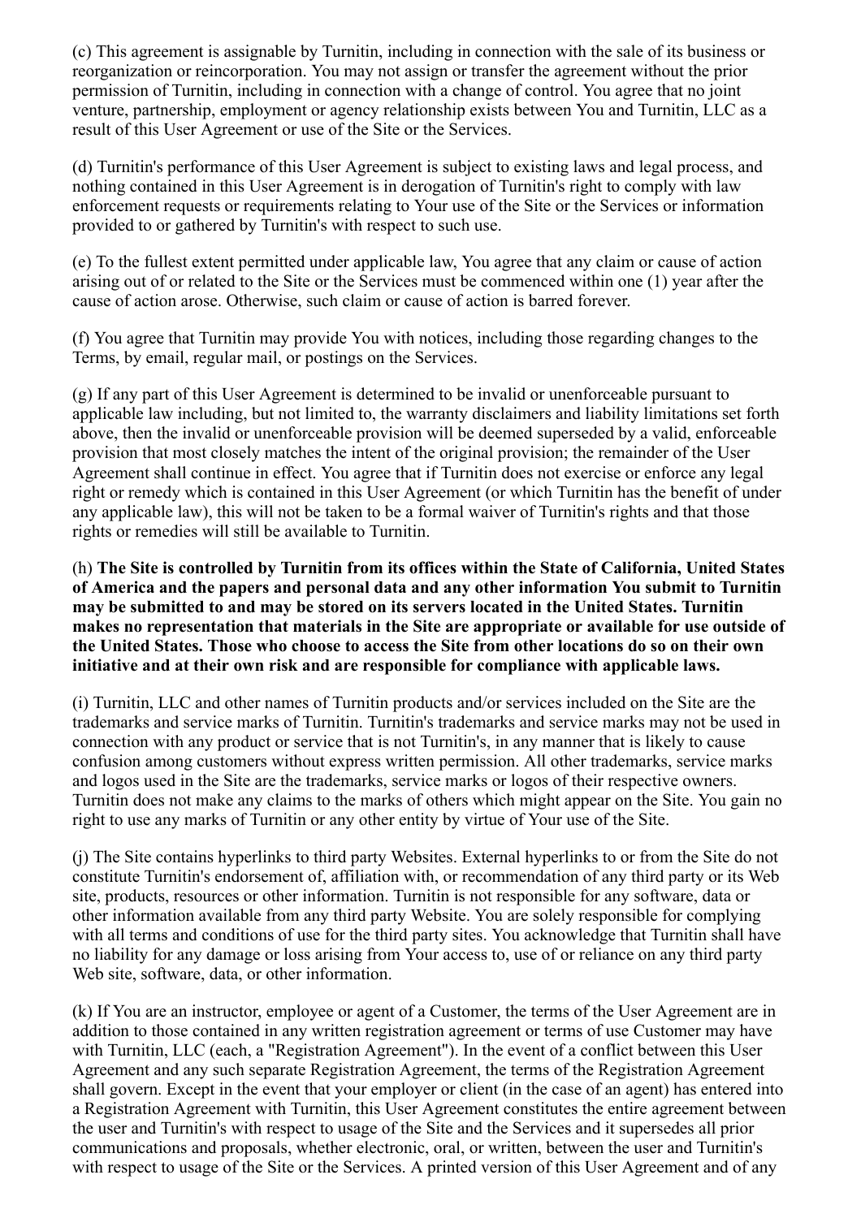(c) This agreement is assignable by Turnitin, including in connection with the sale of its business or reorganization or reincorporation. You may not assign or transfer the agreement without the prior permission of Turnitin, including in connection with a change of control. You agree that no joint venture, partnership, employment or agency relationship exists between You and Turnitin, LLC as a result of this User Agreement or use of the Site or the Services.

(d) Turnitin's performance of this User Agreement is subject to existing laws and legal process, and nothing contained in this User Agreement is in derogation of Turnitin's right to comply with law enforcement requests or requirements relating to Your use of the Site or the Services or information provided to or gathered by Turnitin's with respect to such use.

(e) To the fullest extent permitted under applicable law, You agree that any claim or cause of action arising out of or related to the Site or the Services must be commenced within one (1) year after the cause of action arose. Otherwise, such claim or cause of action is barred forever.

(f) You agree that Turnitin may provide You with notices, including those regarding changes to the Terms, by email, regular mail, or postings on the Services.

(g) If any part of this User Agreement is determined to be invalid or unenforceable pursuant to applicable law including, but not limited to, the warranty disclaimers and liability limitations set forth above, then the invalid or unenforceable provision will be deemed superseded by a valid, enforceable provision that most closely matches the intent of the original provision; the remainder of the User Agreement shall continue in effect. You agree that if Turnitin does not exercise or enforce any legal right or remedy which is contained in this User Agreement (or which Turnitin has the benefit of under any applicable law), this will not be taken to be a formal waiver of Turnitin's rights and that those rights or remedies will still be available to Turnitin.

(h) **The Site is controlled by Turnitin from its offices within the State of California, United States of America and the papers and personal data and any other information You submit to Turnitin may be submitted to and may be stored on its servers located in the United States. Turnitin makes no representation that materials in the Site are appropriate or available for use outside of the United States. Those who choose to access the Site from other locations do so on their own initiative and at their own risk and are responsible for compliance with applicable laws.**

(i) Turnitin, LLC and other names of Turnitin products and/or services included on the Site are the trademarks and service marks of Turnitin. Turnitin's trademarks and service marks may not be used in connection with any product or service that is not Turnitin's, in any manner that is likely to cause confusion among customers without express written permission. All other trademarks, service marks and logos used in the Site are the trademarks, service marks or logos of their respective owners. Turnitin does not make any claims to the marks of others which might appear on the Site. You gain no right to use any marks of Turnitin or any other entity by virtue of Your use of the Site.

(j) The Site contains hyperlinks to third party Websites. External hyperlinks to or from the Site do not constitute Turnitin's endorsement of, affiliation with, or recommendation of any third party or its Web site, products, resources or other information. Turnitin is not responsible for any software, data or other information available from any third party Website. You are solely responsible for complying with all terms and conditions of use for the third party sites. You acknowledge that Turnitin shall have no liability for any damage or loss arising from Your access to, use of or reliance on any third party Web site, software, data, or other information.

(k) If You are an instructor, employee or agent of a Customer, the terms of the User Agreement are in addition to those contained in any written registration agreement or terms of use Customer may have with Turnitin, LLC (each, a "Registration Agreement"). In the event of a conflict between this User Agreement and any such separate Registration Agreement, the terms of the Registration Agreement shall govern. Except in the event that your employer or client (in the case of an agent) has entered into a Registration Agreement with Turnitin, this User Agreement constitutes the entire agreement between the user and Turnitin's with respect to usage of the Site and the Services and it supersedes all prior communications and proposals, whether electronic, oral, or written, between the user and Turnitin's with respect to usage of the Site or the Services. A printed version of this User Agreement and of any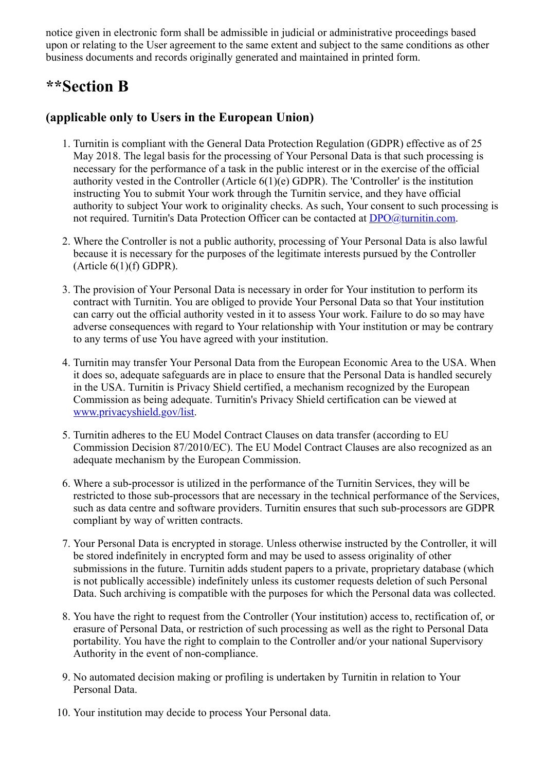notice given in electronic form shall be admissible in judicial or administrative proceedings based upon or relating to the User agreement to the same extent and subject to the same conditions as other business documents and records originally generated and maintained in printed form.

## **Section B

### (applicable only to Users in the European Union)

1. Turnitin is compliant with the General Data Protection Regulation (GDPR) effective as of 25 May 2018. The legal basis for the processing of Your Personal Data is that such processing is necessary for the performance of a task in the public interest or in the exercise of the official authority vested in the Controller (Article 6(1)(e) GDPR). The 'Controller' is the institution instructing You to submit Your work through the Turnitin service, and they have official authority to subject Your work to originality checks. As such, Your consent to such processing is not required. Turnitin's Data Protection Officer can be contacted at [DPO@turnitin.com](mailto:DPO@turnitin.com).

2. Where the Controller is not a public authority, processing of Your Personal Data is also lawful because it is necessary for the purposes of the legitimate interests pursued by the Controller (Article 6(1)(f) GDPR).

3. The provision of Your Personal Data is necessary in order for Your institution to perform its contract with Turnitin. You are obliged to provide Your Personal Data so that Your institution can carry out the official authority vested in it to assess Your work. Failure to do so may have adverse consequences with regard to Your relationship with Your institution or may be contrary to any terms of use You have agreed with your institution.

4. Turnitin may transfer Your Personal Data from the European Economic Area to the USA. When it does so, adequate safeguards are in place to ensure that the Personal Data is handled securely in the USA. Turnitin is Privacy Shield certified, a mechanism recognized by the European Commission as being adequate. Turnitin's Privacy Shield certification can be viewed at [www.privacyshield.gov/list](http://www.privacyshield.gov/list).

5. Turnitin adheres to the EU Model Contract Clauses on data transfer (according to EU Commission Decision 87/2010/EC). The EU Model Contract Clauses are also recognized as an adequate mechanism by the European Commission.

6. Where a sub-processor is utilized in the performance of the Turnitin Services, they will be restricted to those sub-processors that are necessary in the technical performance of the Services, such as data centre and software providers. Turnitin ensures that such sub-processors are GDPR compliant by way of written contracts.

7. Your Personal Data is encrypted in storage. Unless otherwise instructed by the Controller, it will be stored indefinitely in encrypted form and may be used to assess originality of other submissions in the future. Turnitin adds student papers to a private, proprietary database (which is not publically accessible) indefinitely unless its customer requests deletion of such Personal Data. Such archiving is compatible with the purposes for which the Personal data was collected.

8. You have the right to request from the Controller (Your institution) access to, rectification of, or erasure of Personal Data, or restriction of such processing as well as the right to Personal Data portability. You have the right to complain to the Controller and/or your national Supervisory Authority in the event of non-compliance.

9. No automated decision making or profiling is undertaken by Turnitin in relation to Your Personal Data.

10. Your institution may decide to process Your Personal data.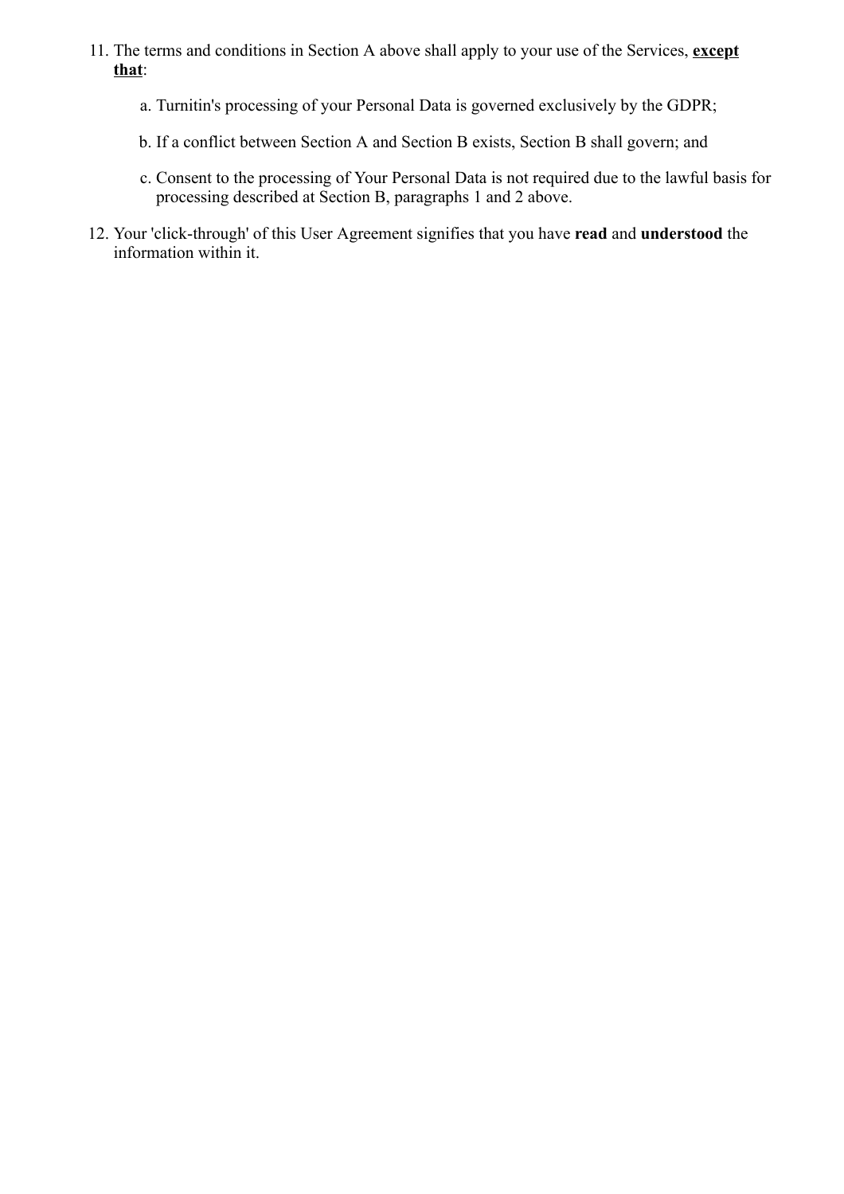11. The terms and conditions in Section A above shall apply to your use of the Services, **<u>except that</u>**:

    a. Turnitin's processing of your Personal Data is governed exclusively by the GDPR;

    b. If a conflict between Section A and Section B exists, Section B shall govern; and

    c. Consent to the processing of Your Personal Data is not required due to the lawful basis for processing described at Section B, paragraphs 1 and 2 above.

12. Your 'click-through' of this User Agreement signifies that you have **read** and **understood** the information within it.